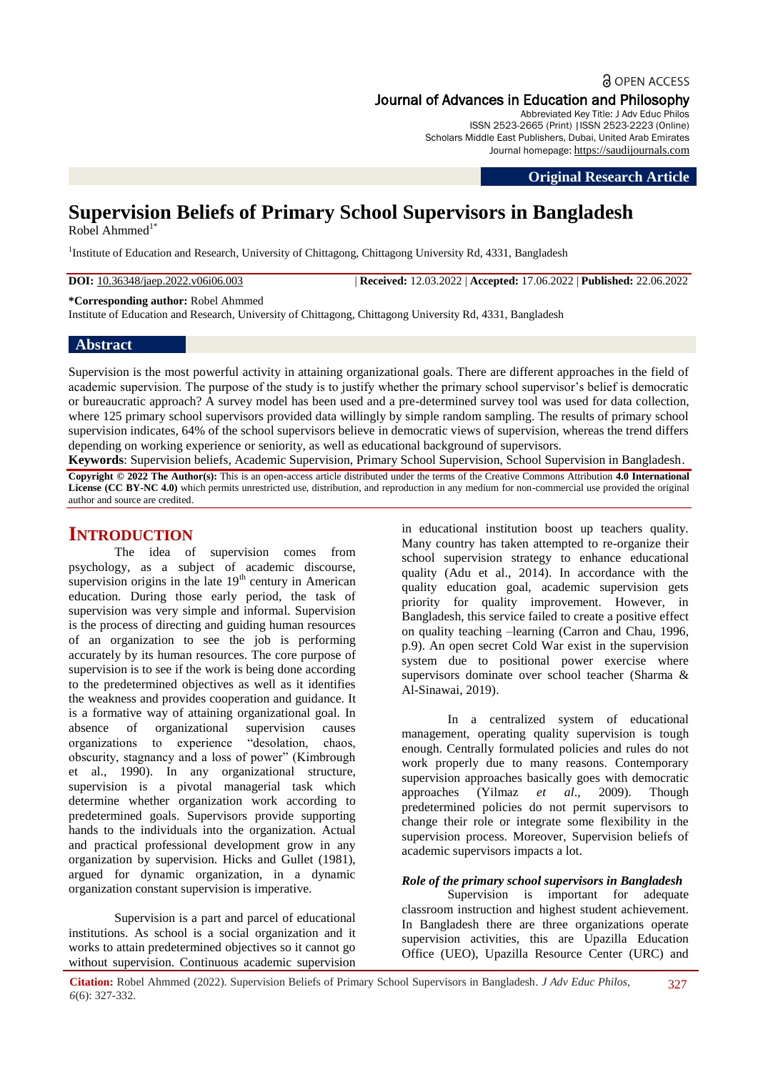# Supervision Beliefs of Primary School Supervisors in Bangladesh

Robel Ahmmed[1*]

[1]Institute of Education and Research, University of Chittagong, Chittagong University Rd, 4331, Bangladesh

**DOI:** 10.36348/jaep.2022.v06i06.003 | **Received:** 12.03.2022 | **Accepted:** 17.06.2022 | **Published:** 22.06.2022

***Corresponding author:** Robel Ahmmed
Institute of Education and Research, University of Chittagong, Chittagong University Rd, 4331, Bangladesh

## Abstract

Supervision is the most powerful activity in attaining organizational goals. There are different approaches in the field of academic supervision. The purpose of the study is to justify whether the primary school supervisor's belief is democratic or bureaucratic approach? A survey model has been used and a pre-determined survey tool was used for data collection, where 125 primary school supervisors provided data willingly by simple random sampling. The results of primary school supervision indicates, 64% of the school supervisors believe in democratic views of supervision, whereas the trend differs depending on working experience or seniority, as well as educational background of supervisors.

**Keywords**: Supervision beliefs, Academic Supervision, Primary School Supervision, School Supervision in Bangladesh.

**Copyright © 2022 The Author(s):** This is an open-access article distributed under the terms of the Creative Commons Attribution **4.0 International License (CC BY-NC 4.0)** which permits unrestricted use, distribution, and reproduction in any medium for non-commercial use provided the original author and source are credited.

## INTRODUCTION

The idea of supervision comes from psychology, as a subject of academic discourse, supervision origins in the late 19th century in American education. During those early period, the task of supervision was very simple and informal. Supervision is the process of directing and guiding human resources of an organization to see the job is performing accurately by its human resources. The core purpose of supervision is to see if the work is being done according to the predetermined objectives as well as it identifies the weakness and provides cooperation and guidance. It is a formative way of attaining organizational goal. In absence of organizational supervision causes organizations to experience "desolation, chaos, obscurity, stagnancy and a loss of power" (Kimbrough et al., 1990). In any organizational structure, supervision is a pivotal managerial task which determine whether organization work according to predetermined goals. Supervisors provide supporting hands to the individuals into the organization. Actual and practical professional development grow in any organization by supervision. Hicks and Gullet (1981), argued for dynamic organization, in a dynamic organization constant supervision is imperative.

Supervision is a part and parcel of educational institutions. As school is a social organization and it works to attain predetermined objectives so it cannot go without supervision. Continuous academic supervision in educational institution boost up teachers quality. Many country has taken attempted to re-organize their school supervision strategy to enhance educational quality (Adu et al., 2014). In accordance with the quality education goal, academic supervision gets priority for quality improvement. However, in Bangladesh, this service failed to create a positive effect on quality teaching –learning (Carron and Chau, 1996, p.9). An open secret Cold War exist in the supervision system due to positional power exercise where supervisors dominate over school teacher (Sharma & Al-Sinawai, 2019).

In a centralized system of educational management, operating quality supervision is tough enough. Centrally formulated policies and rules do not work properly due to many reasons. Contemporary supervision approaches basically goes with democratic approaches (Yilmaz *et al.*, 2009). Though predetermined policies do not permit supervisors to change their role or integrate some flexibility in the supervision process. Moreover, Supervision beliefs of academic supervisors impacts a lot.

### *Role of the primary school supervisors in Bangladesh*

Supervision is important for adequate classroom instruction and highest student achievement. In Bangladesh there are three organizations operate supervision activities, this are Upazilla Education Office (UEO), Upazilla Resource Center (URC) and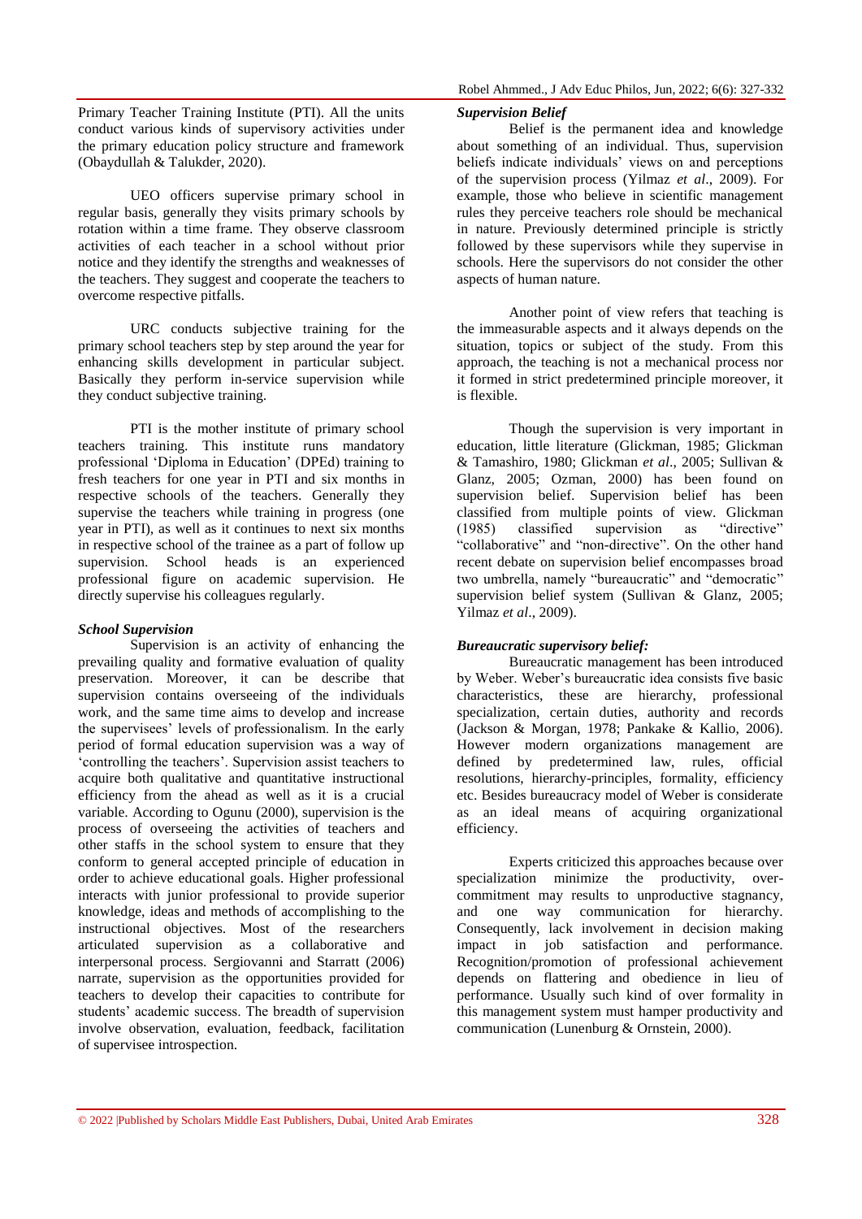Primary Teacher Training Institute (PTI). All the units conduct various kinds of supervisory activities under the primary education policy structure and framework (Obaydullah & Talukder, 2020).

UEO officers supervise primary school in regular basis, generally they visits primary schools by rotation within a time frame. They observe classroom activities of each teacher in a school without prior notice and they identify the strengths and weaknesses of the teachers. They suggest and cooperate the teachers to overcome respective pitfalls.

URC conducts subjective training for the primary school teachers step by step around the year for enhancing skills development in particular subject. Basically they perform in-service supervision while they conduct subjective training.

PTI is the mother institute of primary school teachers training. This institute runs mandatory professional 'Diploma in Education' (DPEd) training to fresh teachers for one year in PTI and six months in respective schools of the teachers. Generally they supervise the teachers while training in progress (one year in PTI), as well as it continues to next six months in respective school of the trainee as a part of follow up supervision. School heads is an experienced professional figure on academic supervision. He directly supervise his colleagues regularly.

***School Supervision***

Supervision is an activity of enhancing the prevailing quality and formative evaluation of quality preservation. Moreover, it can be describe that supervision contains overseeing of the individuals work, and the same time aims to develop and increase the supervisees' levels of professionalism. In the early period of formal education supervision was a way of 'controlling the teachers'. Supervision assist teachers to acquire both qualitative and quantitative instructional efficiency from the ahead as well as it is a crucial variable. According to Ogunu (2000), supervision is the process of overseeing the activities of teachers and other staffs in the school system to ensure that they conform to general accepted principle of education in order to achieve educational goals. Higher professional interacts with junior professional to provide superior knowledge, ideas and methods of accomplishing to the instructional objectives. Most of the researchers articulated supervision as a collaborative and interpersonal process. Sergiovanni and Starratt (2006) narrate, supervision as the opportunities provided for teachers to develop their capacities to contribute for students' academic success. The breadth of supervision involve observation, evaluation, feedback, facilitation of supervisee introspection.

***Supervision Belief***

Belief is the permanent idea and knowledge about something of an individual. Thus, supervision beliefs indicate individuals' views on and perceptions of the supervision process (Yilmaz *et al*., 2009). For example, those who believe in scientific management rules they perceive teachers role should be mechanical in nature. Previously determined principle is strictly followed by these supervisors while they supervise in schools. Here the supervisors do not consider the other aspects of human nature.

Another point of view refers that teaching is the immeasurable aspects and it always depends on the situation, topics or subject of the study. From this approach, the teaching is not a mechanical process nor it formed in strict predetermined principle moreover, it is flexible.

Though the supervision is very important in education, little literature (Glickman, 1985; Glickman & Tamashiro, 1980; Glickman *et al*., 2005; Sullivan & Glanz, 2005; Ozman, 2000) has been found on supervision belief. Supervision belief has been classified from multiple points of view. Glickman (1985) classified supervision as "directive" "collaborative" and "non-directive". On the other hand recent debate on supervision belief encompasses broad two umbrella, namely "bureaucratic" and "democratic" supervision belief system (Sullivan & Glanz, 2005; Yilmaz *et al*., 2009).

***Bureaucratic supervisory belief:***

Bureaucratic management has been introduced by Weber. Weber's bureaucratic idea consists five basic characteristics, these are hierarchy, professional specialization, certain duties, authority and records (Jackson & Morgan, 1978; Pankake & Kallio, 2006). However modern organizations management are defined by predetermined law, rules, official resolutions, hierarchy-principles, formality, efficiency etc. Besides bureaucracy model of Weber is considerate as an ideal means of acquiring organizational efficiency.

Experts criticized this approaches because over specialization minimize the productivity, over-commitment may results to unproductive stagnancy, and one way communication for hierarchy. Consequently, lack involvement in decision making impact in job satisfaction and performance. Recognition/promotion of professional achievement depends on flattering and obedience in lieu of performance. Usually such kind of over formality in this management system must hamper productivity and communication (Lunenburg & Ornstein, 2000).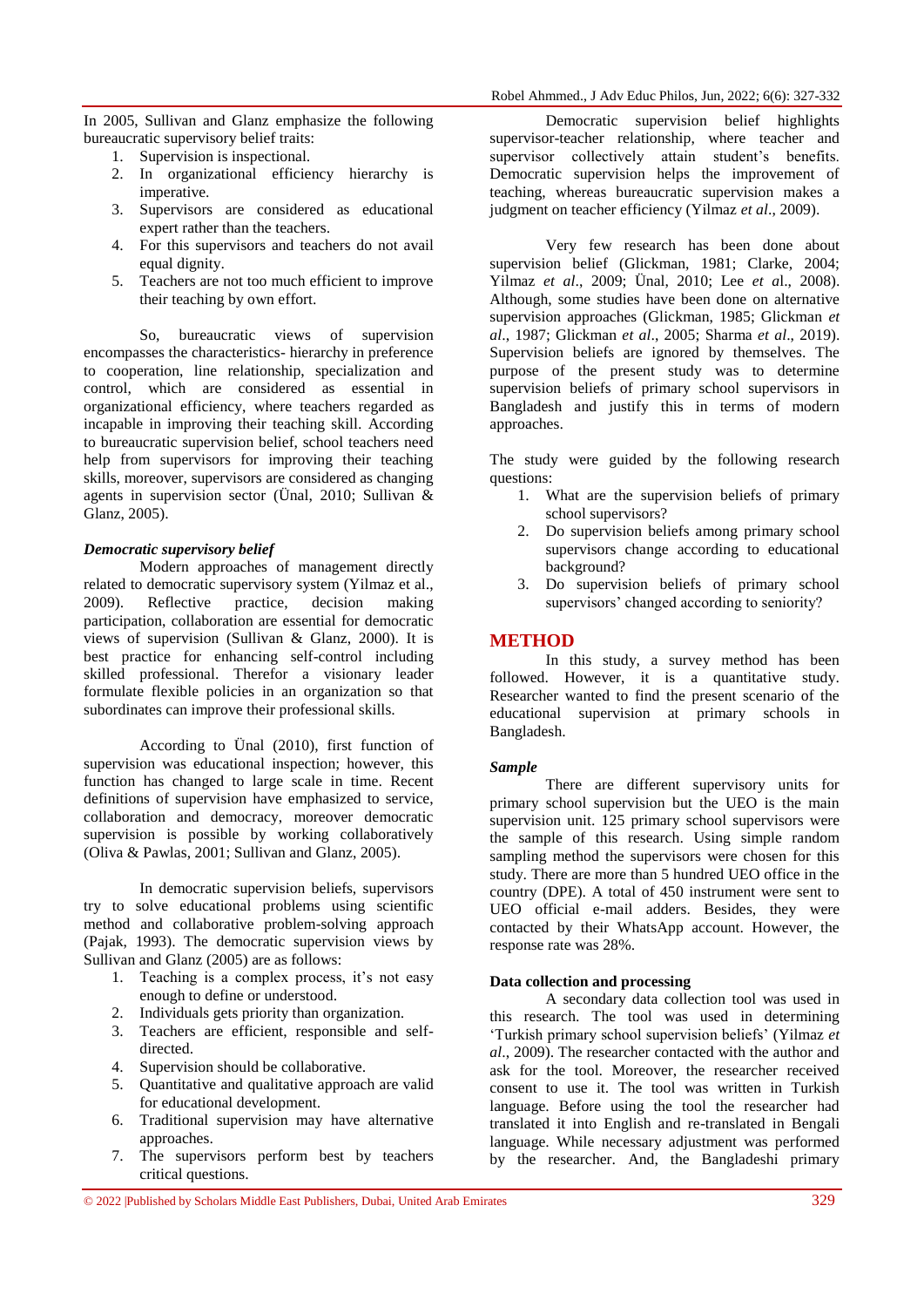In 2005, Sullivan and Glanz emphasize the following bureaucratic supervisory belief traits:

1. Supervision is inspectional.
2. In organizational efficiency hierarchy is imperative.
3. Supervisors are considered as educational expert rather than the teachers.
4. For this supervisors and teachers do not avail equal dignity.
5. Teachers are not too much efficient to improve their teaching by own effort.

So, bureaucratic views of supervision encompasses the characteristics- hierarchy in preference to cooperation, line relationship, specialization and control, which are considered as essential in organizational efficiency, where teachers regarded as incapable in improving their teaching skill. According to bureaucratic supervision belief, school teachers need help from supervisors for improving their teaching skills, moreover, supervisors are considered as changing agents in supervision sector (Ünal, 2010; Sullivan & Glanz, 2005).

***Democratic supervisory belief***

Modern approaches of management directly related to democratic supervisory system (Yilmaz et al., 2009). Reflective practice, decision making participation, collaboration are essential for democratic views of supervision (Sullivan & Glanz, 2000). It is best practice for enhancing self-control including skilled professional. Therefor a visionary leader formulate flexible policies in an organization so that subordinates can improve their professional skills.

According to Ünal (2010), first function of supervision was educational inspection; however, this function has changed to large scale in time. Recent definitions of supervision have emphasized to service, collaboration and democracy, moreover democratic supervision is possible by working collaboratively (Oliva & Pawlas, 2001; Sullivan and Glanz, 2005).

In democratic supervision beliefs, supervisors try to solve educational problems using scientific method and collaborative problem-solving approach (Pajak, 1993). The democratic supervision views by Sullivan and Glanz (2005) are as follows:

1. Teaching is a complex process, it's not easy enough to define or understood.
2. Individuals gets priority than organization.
3. Teachers are efficient, responsible and self-directed.
4. Supervision should be collaborative.
5. Quantitative and qualitative approach are valid for educational development.
6. Traditional supervision may have alternative approaches.
7. The supervisors perform best by teachers critical questions.

Democratic supervision belief highlights supervisor-teacher relationship, where teacher and supervisor collectively attain student's benefits. Democratic supervision helps the improvement of teaching, whereas bureaucratic supervision makes a judgment on teacher efficiency (Yilmaz *et al*., 2009).

Very few research has been done about supervision belief (Glickman, 1981; Clarke, 2004; Yilmaz *et al*., 2009; Ünal, 2010; Lee *et a*l., 2008). Although, some studies have been done on alternative supervision approaches (Glickman, 1985; Glickman *et al*., 1987; Glickman *et al*., 2005; Sharma *et al*., 2019). Supervision beliefs are ignored by themselves. The purpose of the present study was to determine supervision beliefs of primary school supervisors in Bangladesh and justify this in terms of modern approaches.

The study were guided by the following research questions:

1. What are the supervision beliefs of primary school supervisors?
2. Do supervision beliefs among primary school supervisors change according to educational background?
3. Do supervision beliefs of primary school supervisors' changed according to seniority?

## METHOD

In this study, a survey method has been followed. However, it is a quantitative study. Researcher wanted to find the present scenario of the educational supervision at primary schools in Bangladesh.

***Sample***

There are different supervisory units for primary school supervision but the UEO is the main supervision unit. 125 primary school supervisors were the sample of this research. Using simple random sampling method the supervisors were chosen for this study. There are more than 5 hundred UEO office in the country (DPE). A total of 450 instrument were sent to UEO official e-mail adders. Besides, they were contacted by their WhatsApp account. However, the response rate was 28%.

**Data collection and processing**

A secondary data collection tool was used in this research. The tool was used in determining 'Turkish primary school supervision beliefs' (Yilmaz *et al*., 2009). The researcher contacted with the author and ask for the tool. Moreover, the researcher received consent to use it. The tool was written in Turkish language. Before using the tool the researcher had translated it into English and re-translated in Bengali language. While necessary adjustment was performed by the researcher. And, the Bangladeshi primary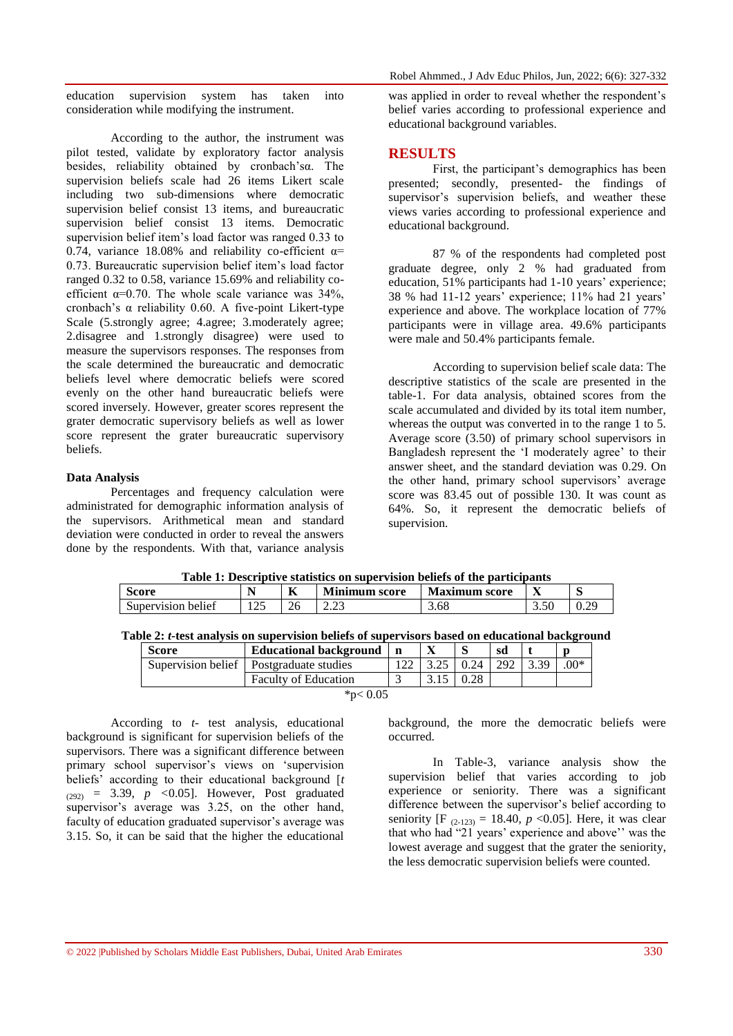education supervision system has taken into consideration while modifying the instrument.

According to the author, the instrument was pilot tested, validate by exploratory factor analysis besides, reliability obtained by cronbach'sα. The supervision beliefs scale had 26 items Likert scale including two sub-dimensions where democratic supervision belief consist 13 items, and bureaucratic supervision belief consist 13 items. Democratic supervision belief item's load factor was ranged 0.33 to 0.74, variance 18.08% and reliability co-efficient α= 0.73. Bureaucratic supervision belief item's load factor ranged 0.32 to 0.58, variance 15.69% and reliability co-efficient α=0.70. The whole scale variance was 34%, cronbach's α reliability 0.60. A five-point Likert-type Scale (5.strongly agree; 4.agree; 3.moderately agree; 2.disagree and 1.strongly disagree) were used to measure the supervisors responses. The responses from the scale determined the bureaucratic and democratic beliefs level where democratic beliefs were scored evenly on the other hand bureaucratic beliefs were scored inversely. However, greater scores represent the grater democratic supervisory beliefs as well as lower score represent the grater bureaucratic supervisory beliefs.

**Data Analysis**

Percentages and frequency calculation were administrated for demographic information analysis of the supervisors. Arithmetical mean and standard deviation were conducted in order to reveal the answers done by the respondents. With that, variance analysis was applied in order to reveal whether the respondent's belief varies according to professional experience and educational background variables.

## RESULTS

First, the participant's demographics has been presented; secondly, presented- the findings of supervisor's supervision beliefs, and weather these views varies according to professional experience and educational background.

87 % of the respondents had completed post graduate degree, only 2 % had graduated from education, 51% participants had 1-10 years' experience; 38 % had 11-12 years' experience; 11% had 21 years' experience and above. The workplace location of 77% participants were in village area. 49.6% participants were male and 50.4% participants female.

According to supervision belief scale data: The descriptive statistics of the scale are presented in the table-1. For data analysis, obtained scores from the scale accumulated and divided by its total item number, whereas the output was converted in to the range 1 to 5. Average score (3.50) of primary school supervisors in Bangladesh represent the 'I moderately agree' to their answer sheet, and the standard deviation was 0.29. On the other hand, primary school supervisors' average score was 83.45 out of possible 130. It was count as 64%. So, it represent the democratic beliefs of supervision.

**Table 1: Descriptive statistics on supervision beliefs of the participants**

| Score | N | K | Minimum score | Maximum score | X | S |
|---|---|---|---|---|---|---|
| Supervision belief | 125 | 26 | 2.23 | 3.68 | 3.50 | 0.29 |

**Table 2: *t*-test analysis on supervision beliefs of supervisors based on educational background**

| Score | Educational background | n | X | S | sd | t | p |
|---|---|---|---|---|---|---|---|
| Supervision belief | Postgraduate studies | 122 | 3.25 | 0.24 | 292 | 3.39 | .00* |
| | Faculty of Education | 3 | 3.15 | 0.28 | | | |

*p< 0.05

According to *t*- test analysis, educational background is significant for supervision beliefs of the supervisors. There was a significant difference between primary school supervisor's views on 'supervision beliefs' according to their educational background [$t_{(292)} = 3.39$, $p < 0.05$]. However, Post graduated supervisor's average was 3.25, on the other hand, faculty of education graduated supervisor's average was 3.15. So, it can be said that the higher the educational background, the more the democratic beliefs were occurred.

In Table-3, variance analysis show the supervision belief that varies according to job experience or seniority. There was a significant difference between the supervisor's belief according to seniority [$F_{(2\text{-}123)} = 18.40$, $p < 0.05$]. Here, it was clear that who had "21 years' experience and above'' was the lowest average and suggest that the grater the seniority, the less democratic supervision beliefs were counted.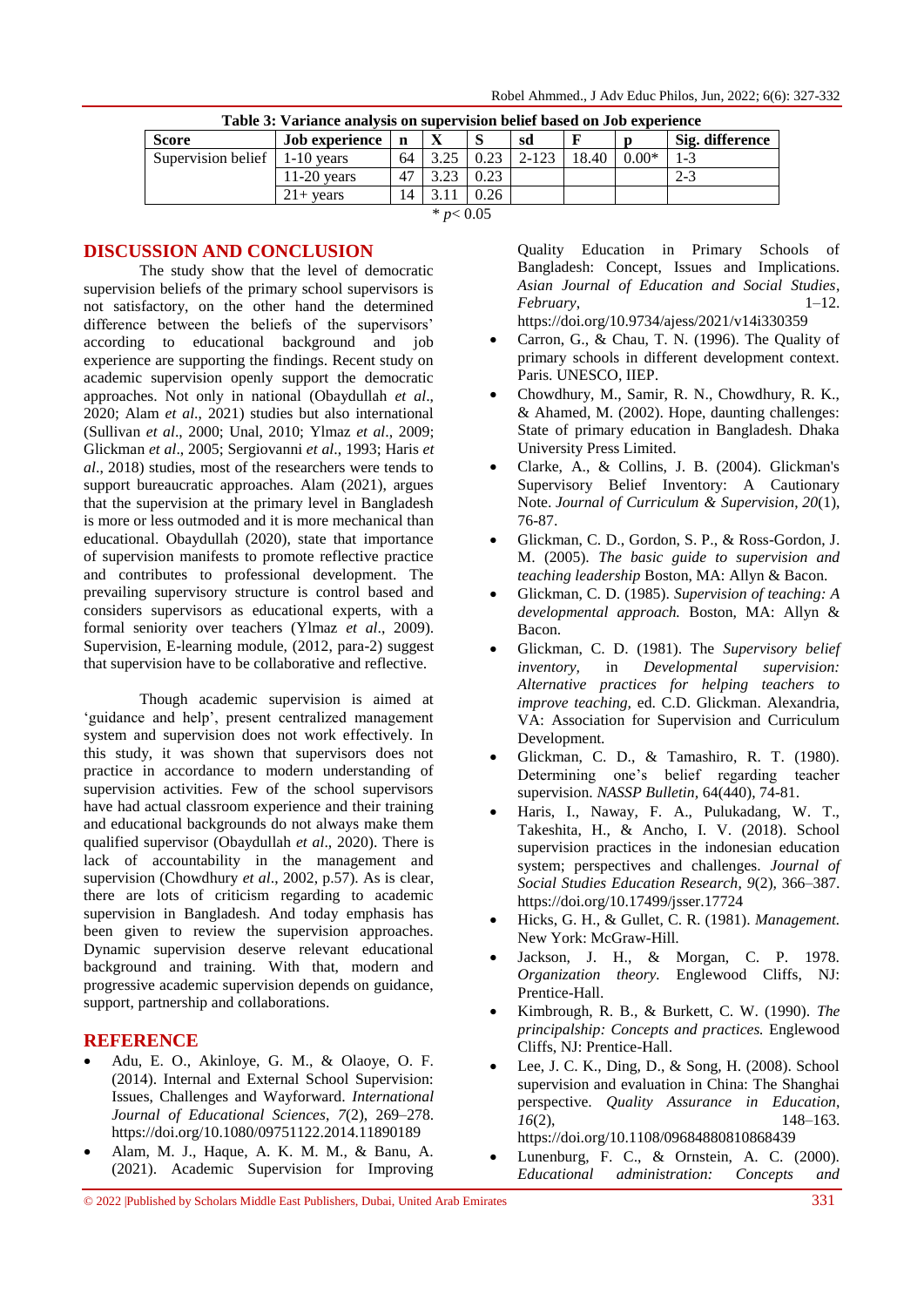**Table 3: Variance analysis on supervision belief based on Job experience**

| Score | Job experience | n | X | S | sd | F | p | Sig. difference |
|---|---|---|---|---|---|---|---|---|
| Supervision belief | 1-10 years | 64 | 3.25 | 0.23 | 2-123 | 18.40 | 0.00* | 1-3 |
| | 11-20 years | 47 | 3.23 | 0.23 | | | | 2-3 |
| | 21+ years | 14 | 3.11 | 0.26 | | | | |

$^{*}p < 0.05$

## DISCUSSION AND CONCLUSION

The study show that the level of democratic supervision beliefs of the primary school supervisors is not satisfactory, on the other hand the determined difference between the beliefs of the supervisors' according to educational background and job experience are supporting the findings. Recent study on academic supervision openly support the democratic approaches. Not only in national (Obaydullah *et al*., 2020; Alam *et al*., 2021) studies but also international (Sullivan *et al*., 2000; Unal, 2010; Ylmaz *et al*., 2009; Glickman *et al*., 2005; Sergiovanni *et al*., 1993; Haris *et al*., 2018) studies, most of the researchers were tends to support bureaucratic approaches. Alam (2021), argues that the supervision at the primary level in Bangladesh is more or less outmoded and it is more mechanical than educational. Obaydullah (2020), state that importance of supervision manifests to promote reflective practice and contributes to professional development. The prevailing supervisory structure is control based and considers supervisors as educational experts, with a formal seniority over teachers (Ylmaz *et al*., 2009). Supervision, E-learning module, (2012, para-2) suggest that supervision have to be collaborative and reflective.

Though academic supervision is aimed at 'guidance and help', present centralized management system and supervision does not work effectively. In this study, it was shown that supervisors does not practice in accordance to modern understanding of supervision activities. Few of the school supervisors have had actual classroom experience and their training and educational backgrounds do not always make them qualified supervisor (Obaydullah *et al*., 2020). There is lack of accountability in the management and supervision (Chowdhury *et al*., 2002, p.57). As is clear, there are lots of criticism regarding to academic supervision in Bangladesh. And today emphasis has been given to review the supervision approaches. Dynamic supervision deserve relevant educational background and training. With that, modern and progressive academic supervision depends on guidance, support, partnership and collaborations.

## REFERENCE

- Adu, E. O., Akinloye, G. M., & Olaoye, O. F. (2014). Internal and External School Supervision: Issues, Challenges and Wayforward. *International Journal of Educational Sciences*, *7*(2), 269–278. https://doi.org/10.1080/09751122.2014.11890189
- Alam, M. J., Haque, A. K. M. M., & Banu, A. (2021). Academic Supervision for Improving Quality Education in Primary Schools of Bangladesh: Concept, Issues and Implications. *Asian Journal of Education and Social Studies*, *February*, 1–12. https://doi.org/10.9734/ajess/2021/v14i330359
- Carron, G., & Chau, T. N. (1996). The Quality of primary schools in different development context. Paris. UNESCO, IIEP.
- Chowdhury, M., Samir, R. N., Chowdhury, R. K., & Ahamed, M. (2002). Hope, daunting challenges: State of primary education in Bangladesh. Dhaka University Press Limited.
- Clarke, A., & Collins, J. B. (2004). Glickman's Supervisory Belief Inventory: A Cautionary Note. *Journal of Curriculum & Supervision*, *20*(1), 76-87.
- Glickman, C. D., Gordon, S. P., & Ross-Gordon, J. M. (2005). *The basic guide to supervision and teaching leadership* Boston, MA: Allyn & Bacon.
- Glickman, C. D. (1985). *Supervision of teaching: A developmental approach.* Boston, MA: Allyn & Bacon.
- Glickman, C. D. (1981). The *Supervisory belief inventory*, in *Developmental supervision: Alternative practices for helping teachers to improve teaching*, ed. C.D. Glickman. Alexandria, VA: Association for Supervision and Curriculum Development.
- Glickman, C. D., & Tamashiro, R. T. (1980). Determining one's belief regarding teacher supervision. *NASSP Bulletin*, 64(440), 74-81.
- Haris, I., Naway, F. A., Pulukadang, W. T., Takeshita, H., & Ancho, I. V. (2018). School supervision practices in the indonesian education system; perspectives and challenges. *Journal of Social Studies Education Research*, *9*(2), 366–387. https://doi.org/10.17499/jsser.17724
- Hicks, G. H., & Gullet, C. R. (1981). *Management*. New York: McGraw-Hill.
- Jackson, J. H., & Morgan, C. P. 1978. *Organization theory.* Englewood Cliffs, NJ: Prentice-Hall.
- Kimbrough, R. B., & Burkett, C. W. (1990). *The principalship: Concepts and practices.* Englewood Cliffs, NJ: Prentice-Hall.
- Lee, J. C. K., Ding, D., & Song, H. (2008). School supervision and evaluation in China: The Shanghai perspective. *Quality Assurance in Education*, *16*(2), 148–163. https://doi.org/10.1108/09684880810868439
- Lunenburg, F. C., & Ornstein, A. C. (2000). *Educational administration: Concepts and*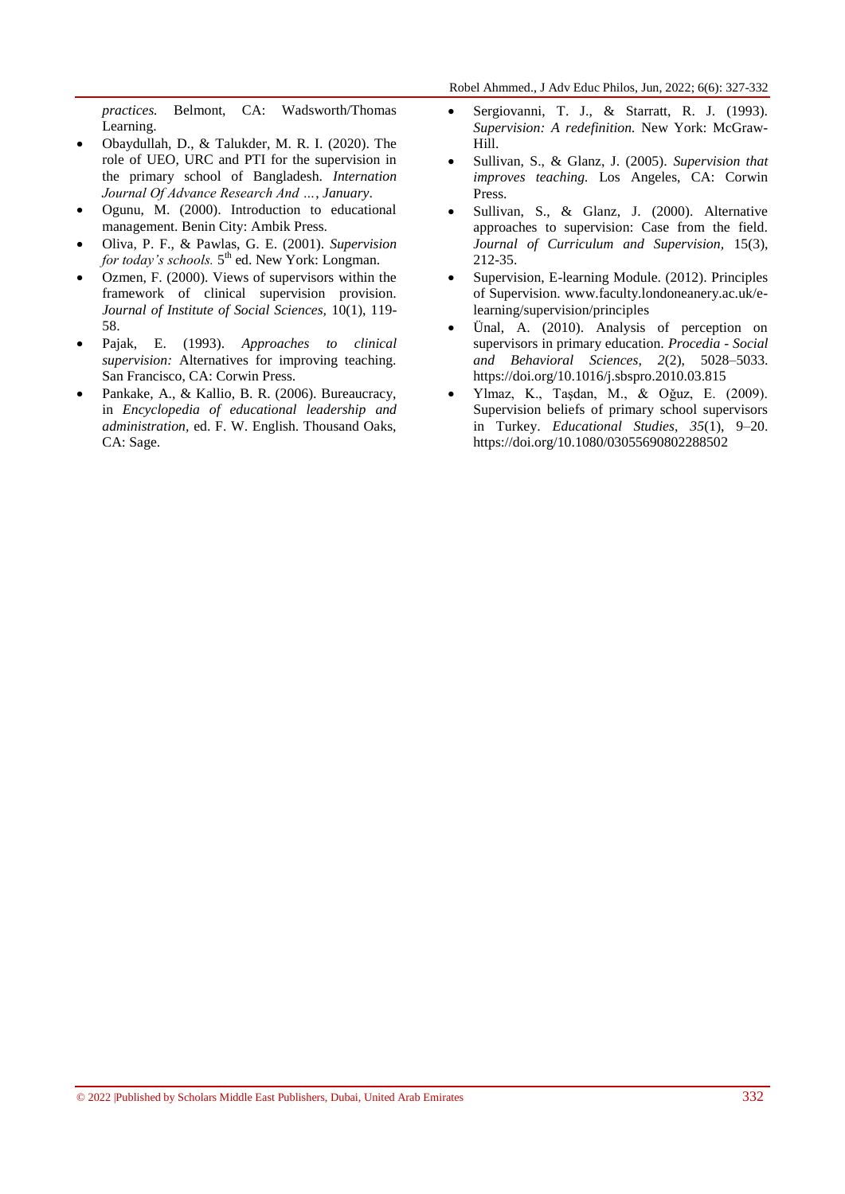*practices.* Belmont, CA: Wadsworth/Thomas Learning.

- Obaydullah, D., & Talukder, M. R. I. (2020). The role of UEO, URC and PTI for the supervision in the primary school of Bangladesh. *Internation Journal Of Advance Research And …*, *January*.
- Ogunu, M. (2000). Introduction to educational management. Benin City: Ambik Press.
- Oliva, P. F., & Pawlas, G. E. (2001). *Supervision for today's schools.* 5th ed. New York: Longman.
- Ozmen, F. (2000). Views of supervisors within the framework of clinical supervision provision. *Journal of Institute of Social Sciences,* 10(1), 119-58.
- Pajak, E. (1993). *Approaches to clinical supervision:* Alternatives for improving teaching. San Francisco, CA: Corwin Press.
- Pankake, A., & Kallio, B. R. (2006). Bureaucracy, in *Encyclopedia of educational leadership and administration,* ed. F. W. English. Thousand Oaks, CA: Sage.
- Sergiovanni, T. J., & Starratt, R. J. (1993). *Supervision: A redefinition.* New York: McGraw-Hill.
- Sullivan, S., & Glanz, J. (2005). *Supervision that improves teaching.* Los Angeles, CA: Corwin Press.
- Sullivan, S., & Glanz, J. (2000). Alternative approaches to supervision: Case from the field. *Journal of Curriculum and Supervision,* 15(3), 212-35.
- Supervision, E-learning Module. (2012). Principles of Supervision. www.faculty.londoneanery.ac.uk/e-learning/supervision/principles
- Ünal, A. (2010). Analysis of perception on supervisors in primary education. *Procedia - Social and Behavioral Sciences*, *2*(2), 5028–5033. https://doi.org/10.1016/j.sbspro.2010.03.815
- Ylmaz, K., Taşdan, M., & Oğuz, E. (2009). Supervision beliefs of primary school supervisors in Turkey. *Educational Studies*, *35*(1), 9–20. https://doi.org/10.1080/03055690802288502